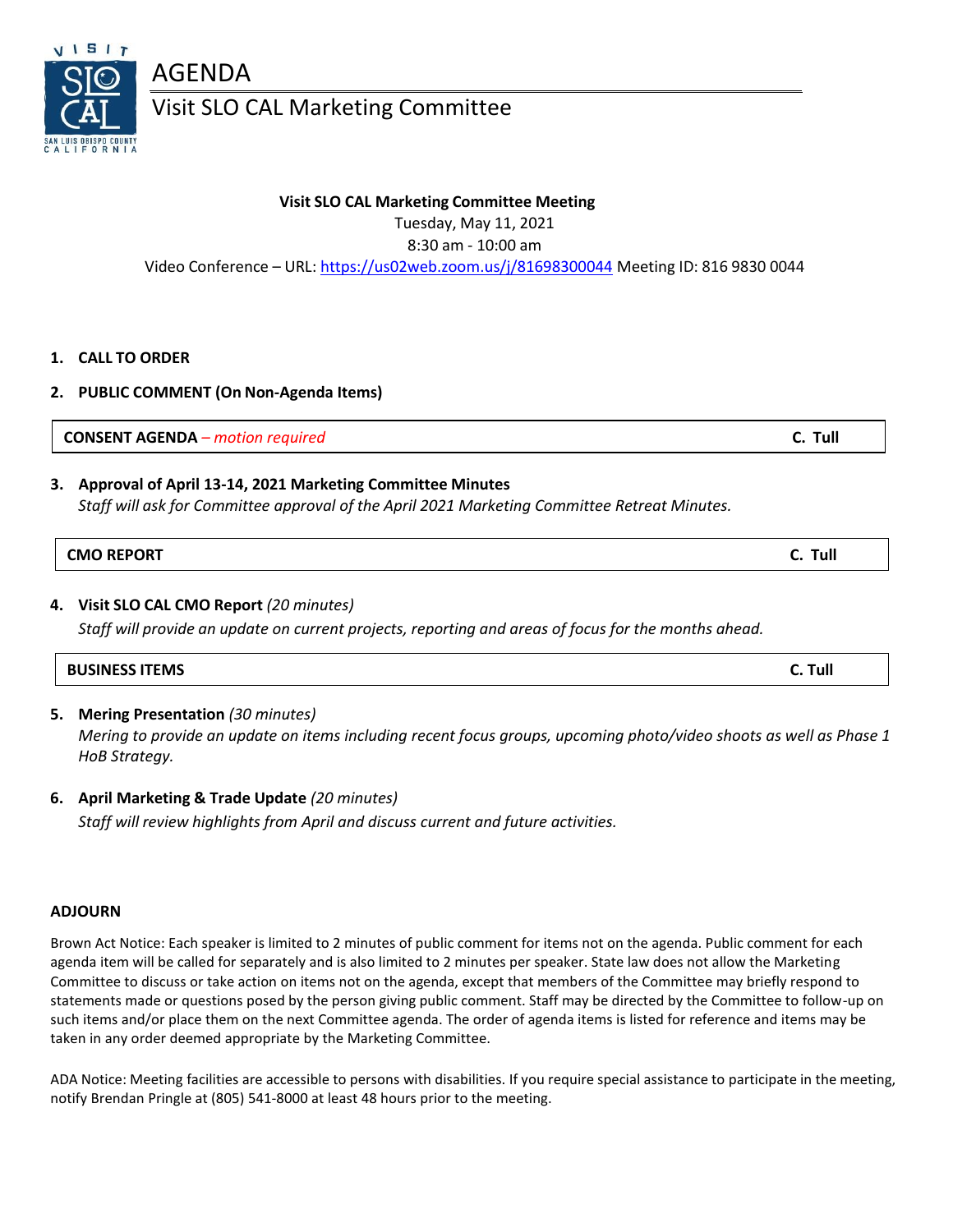# AGENDA

## Visit SLO CAL Marketing Committee

**Visit SLO CAL Marketing Committee Meeting**
Tuesday, May 11, 2021
8:30 am - 10:00 am
Video Conference – URL: https://us02web.zoom.us/j/81698300044 Meeting ID: 816 9830 0044

1. **CALL TO ORDER**

2. **PUBLIC COMMENT (On Non-Agenda Items)**

| **CONSENT AGENDA** – *motion required* | **C. Tull** |
|---|---|

3. **Approval of April 13-14, 2021 Marketing Committee Minutes**
   *Staff will ask for Committee approval of the April 2021 Marketing Committee Retreat Minutes.*

| **CMO REPORT** | **C. Tull** |
|---|---|

4. **Visit SLO CAL CMO Report** *(20 minutes)*
   *Staff will provide an update on current projects, reporting and areas of focus for the months ahead.*

| **BUSINESS ITEMS** | **C. Tull** |
|---|---|

5. **Mering Presentation** *(30 minutes)*
   *Mering to provide an update on items including recent focus groups, upcoming photo/video shoots as well as Phase 1 HoB Strategy.*

6. **April Marketing & Trade Update** *(20 minutes)*
   *Staff will review highlights from April and discuss current and future activities.*

**ADJOURN**

Brown Act Notice: Each speaker is limited to 2 minutes of public comment for items not on the agenda. Public comment for each agenda item will be called for separately and is also limited to 2 minutes per speaker. State law does not allow the Marketing Committee to discuss or take action on items not on the agenda, except that members of the Committee may briefly respond to statements made or questions posed by the person giving public comment. Staff may be directed by the Committee to follow-up on such items and/or place them on the next Committee agenda. The order of agenda items is listed for reference and items may be taken in any order deemed appropriate by the Marketing Committee.

ADA Notice: Meeting facilities are accessible to persons with disabilities. If you require special assistance to participate in the meeting, notify Brendan Pringle at (805) 541-8000 at least 48 hours prior to the meeting.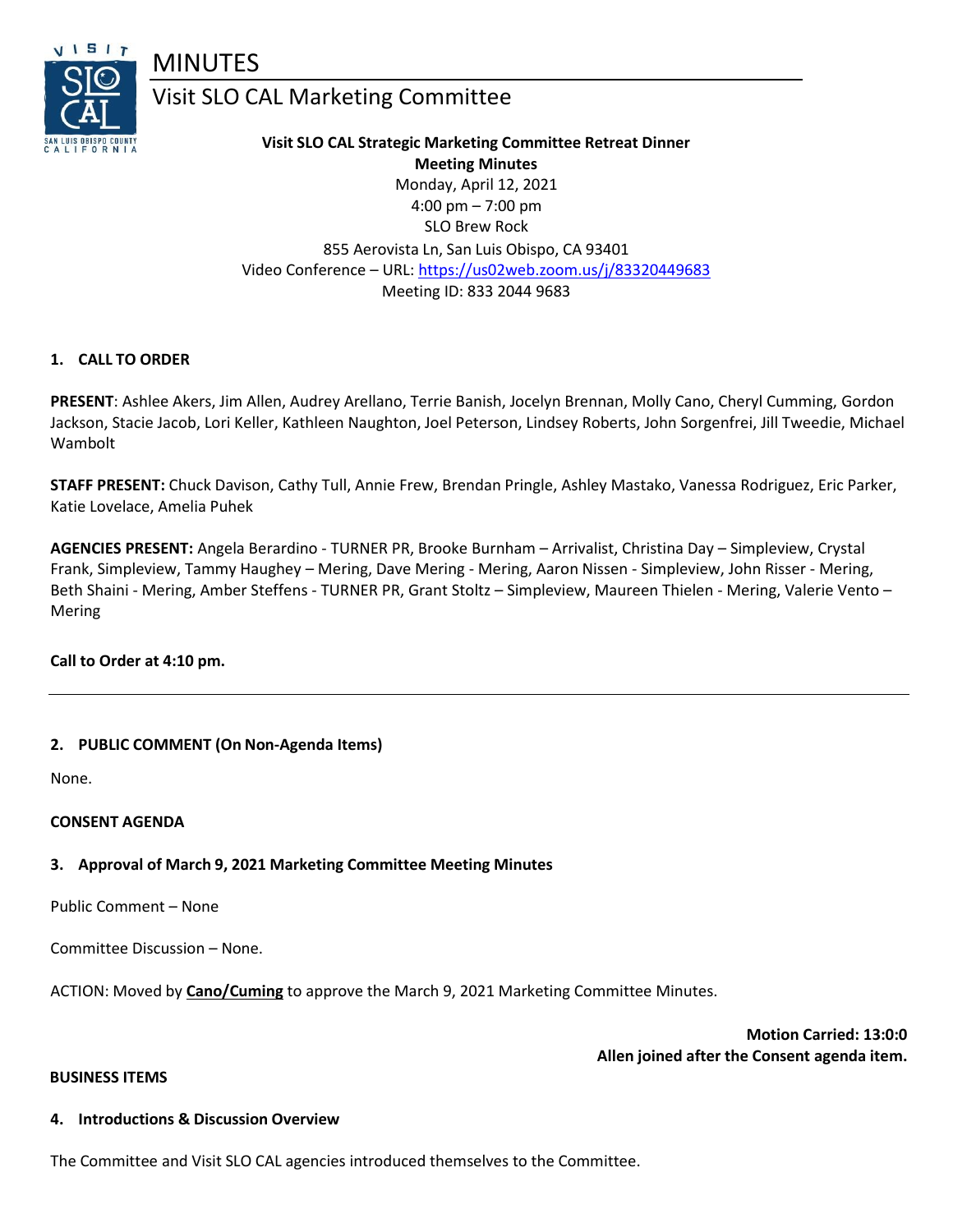# MINUTES

## Visit SLO CAL Marketing Committee

**Visit SLO CAL Strategic Marketing Committee Retreat Dinner**
**Meeting Minutes**
Monday, April 12, 2021
4:00 pm – 7:00 pm
SLO Brew Rock
855 Aerovista Ln, San Luis Obispo, CA 93401
Video Conference – URL: https://us02web.zoom.us/j/83320449683
Meeting ID: 833 2044 9683

**1. CALL TO ORDER**

**PRESENT**: Ashlee Akers, Jim Allen, Audrey Arellano, Terrie Banish, Jocelyn Brennan, Molly Cano, Cheryl Cumming, Gordon Jackson, Stacie Jacob, Lori Keller, Kathleen Naughton, Joel Peterson, Lindsey Roberts, John Sorgenfrei, Jill Tweedie, Michael Wambolt

**STAFF PRESENT:** Chuck Davison, Cathy Tull, Annie Frew, Brendan Pringle, Ashley Mastako, Vanessa Rodriguez, Eric Parker, Katie Lovelace, Amelia Puhek

**AGENCIES PRESENT:** Angela Berardino - TURNER PR, Brooke Burnham – Arrivalist, Christina Day – Simpleview, Crystal Frank, Simpleview, Tammy Haughey – Mering, Dave Mering - Mering, Aaron Nissen - Simpleview, John Risser - Mering, Beth Shaini - Mering, Amber Steffens - TURNER PR, Grant Stoltz – Simpleview, Maureen Thielen - Mering, Valerie Vento – Mering

**Call to Order at 4:10 pm.**

---

**2. PUBLIC COMMENT (On Non-Agenda Items)**

None.

**CONSENT AGENDA**

**3. Approval of March 9, 2021 Marketing Committee Meeting Minutes**

Public Comment – None

Committee Discussion – None.

ACTION: Moved by **Cano/Cuming** to approve the March 9, 2021 Marketing Committee Minutes.

**Motion Carried: 13:0:0**
**Allen joined after the Consent agenda item.**

**BUSINESS ITEMS**

**4. Introductions & Discussion Overview**

The Committee and Visit SLO CAL agencies introduced themselves to the Committee.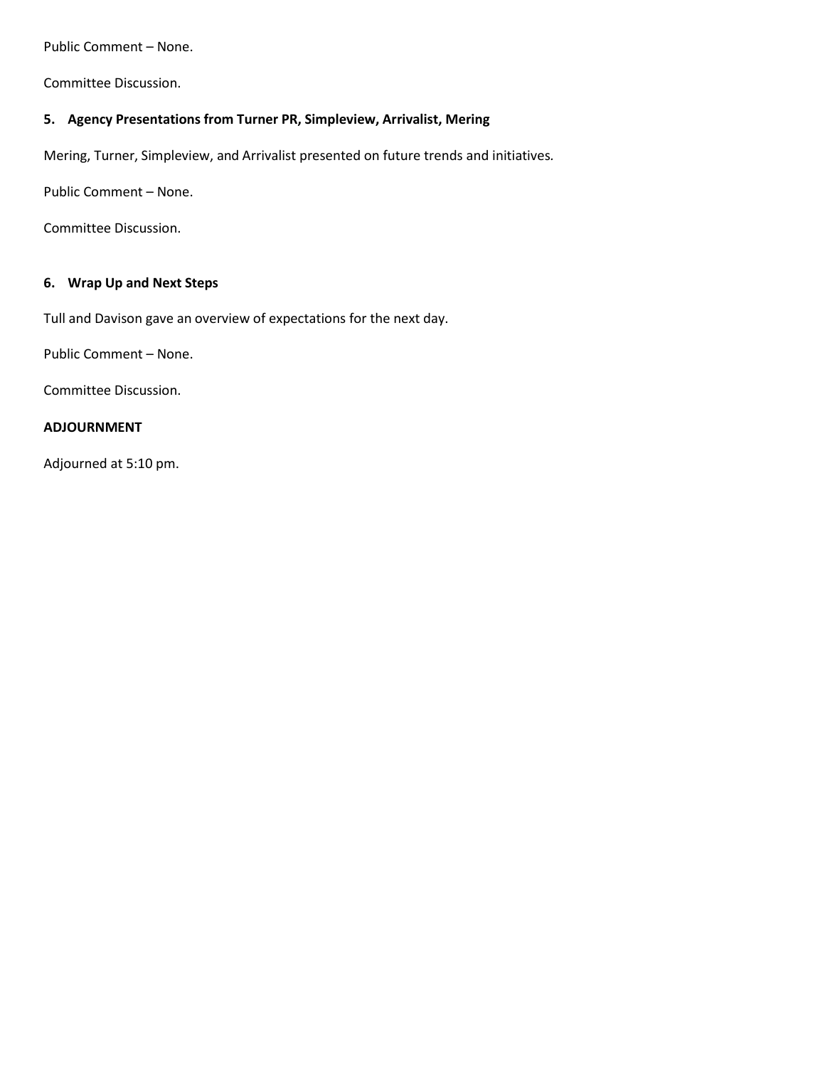Public Comment – None.

Committee Discussion.

**5. Agency Presentations from Turner PR, Simpleview, Arrivalist, Mering**

Mering, Turner, Simpleview, and Arrivalist presented on future trends and initiatives.

Public Comment – None.

Committee Discussion.

**6. Wrap Up and Next Steps**

Tull and Davison gave an overview of expectations for the next day.

Public Comment – None.

Committee Discussion.

**ADJOURNMENT**

Adjourned at 5:10 pm.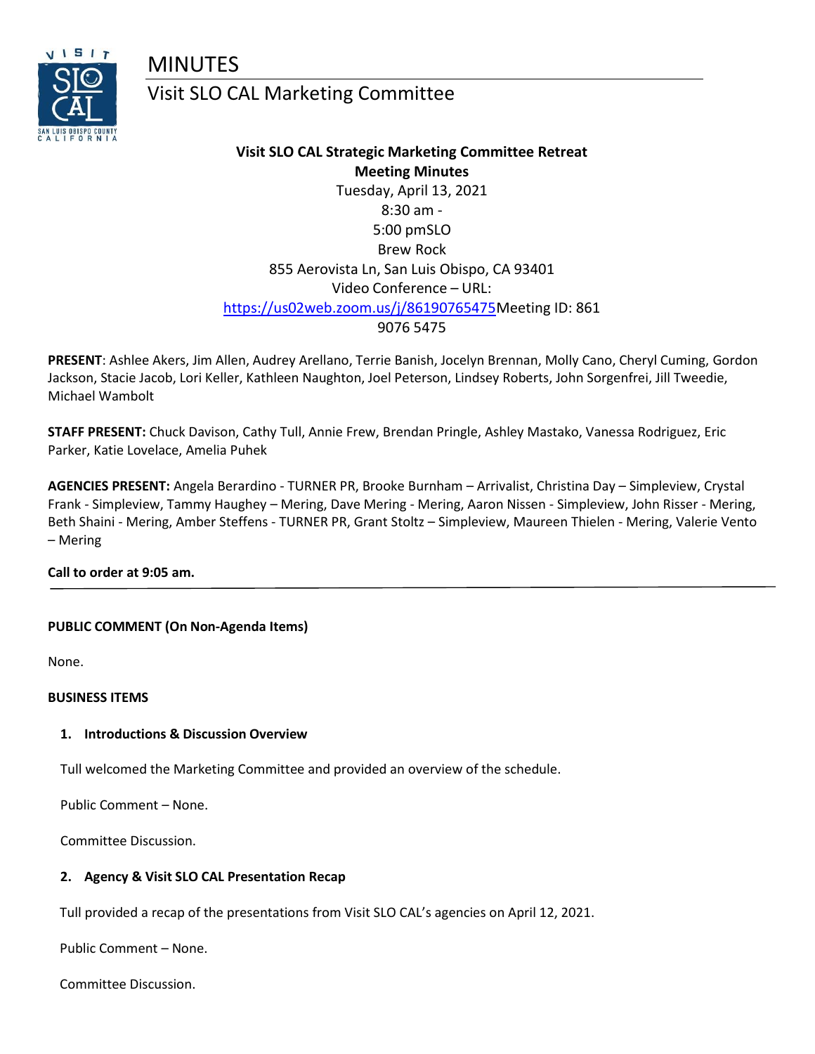# MINUTES

## Visit SLO CAL Marketing Committee

**Visit SLO CAL Strategic Marketing Committee Retreat**
**Meeting Minutes**
Tuesday, April 13, 2021
8:30 am -
5:00 pmSLO
Brew Rock
855 Aerovista Ln, San Luis Obispo, CA 93401
Video Conference – URL:
https://us02web.zoom.us/j/86190765475Meeting ID: 861
9076 5475

**PRESENT**: Ashlee Akers, Jim Allen, Audrey Arellano, Terrie Banish, Jocelyn Brennan, Molly Cano, Cheryl Cuming, Gordon Jackson, Stacie Jacob, Lori Keller, Kathleen Naughton, Joel Peterson, Lindsey Roberts, John Sorgenfrei, Jill Tweedie, Michael Wambolt

**STAFF PRESENT:** Chuck Davison, Cathy Tull, Annie Frew, Brendan Pringle, Ashley Mastako, Vanessa Rodriguez, Eric Parker, Katie Lovelace, Amelia Puhek

**AGENCIES PRESENT:** Angela Berardino - TURNER PR, Brooke Burnham – Arrivalist, Christina Day – Simpleview, Crystal Frank - Simpleview, Tammy Haughey – Mering, Dave Mering - Mering, Aaron Nissen - Simpleview, John Risser - Mering, Beth Shaini - Mering, Amber Steffens - TURNER PR, Grant Stoltz – Simpleview, Maureen Thielen - Mering, Valerie Vento – Mering

**Call to order at 9:05 am.**

---

**PUBLIC COMMENT (On Non-Agenda Items)**

None.

**BUSINESS ITEMS**

1. **Introductions & Discussion Overview**

Tull welcomed the Marketing Committee and provided an overview of the schedule.

Public Comment – None.

Committee Discussion.

2. **Agency & Visit SLO CAL Presentation Recap**

Tull provided a recap of the presentations from Visit SLO CAL's agencies on April 12, 2021.

Public Comment – None.

Committee Discussion.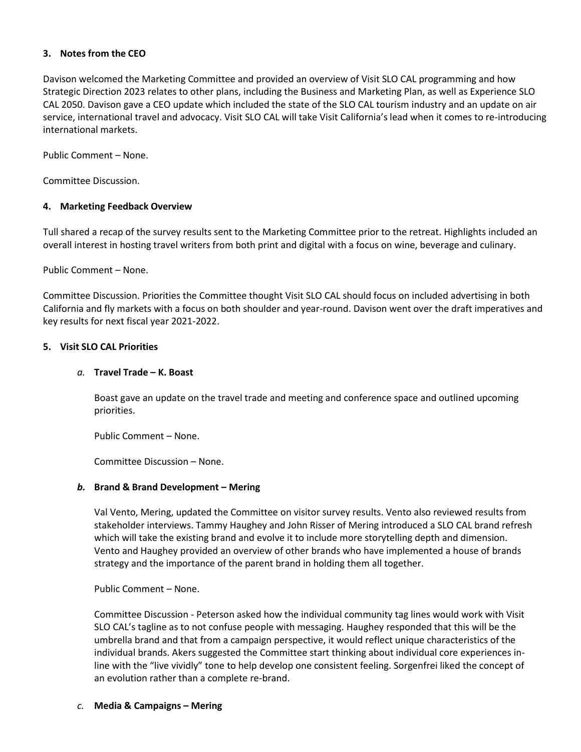### 3. Notes from the CEO

Davison welcomed the Marketing Committee and provided an overview of Visit SLO CAL programming and how Strategic Direction 2023 relates to other plans, including the Business and Marketing Plan, as well as Experience SLO CAL 2050. Davison gave a CEO update which included the state of the SLO CAL tourism industry and an update on air service, international travel and advocacy. Visit SLO CAL will take Visit California's lead when it comes to re-introducing international markets.

Public Comment – None.

Committee Discussion.

### 4. Marketing Feedback Overview

Tull shared a recap of the survey results sent to the Marketing Committee prior to the retreat. Highlights included an overall interest in hosting travel writers from both print and digital with a focus on wine, beverage and culinary.

Public Comment – None.

Committee Discussion. Priorities the Committee thought Visit SLO CAL should focus on included advertising in both California and fly markets with a focus on both shoulder and year-round. Davison went over the draft imperatives and key results for next fiscal year 2021-2022.

### 5. Visit SLO CAL Priorities

#### *a.* Travel Trade – K. Boast

Boast gave an update on the travel trade and meeting and conference space and outlined upcoming priorities.

Public Comment – None.

Committee Discussion – None.

#### *b.* Brand & Brand Development – Mering

Val Vento, Mering, updated the Committee on visitor survey results. Vento also reviewed results from stakeholder interviews. Tammy Haughey and John Risser of Mering introduced a SLO CAL brand refresh which will take the existing brand and evolve it to include more storytelling depth and dimension. Vento and Haughey provided an overview of other brands who have implemented a house of brands strategy and the importance of the parent brand in holding them all together.

Public Comment – None.

Committee Discussion - Peterson asked how the individual community tag lines would work with Visit SLO CAL's tagline as to not confuse people with messaging. Haughey responded that this will be the umbrella brand and that from a campaign perspective, it would reflect unique characteristics of the individual brands. Akers suggested the Committee start thinking about individual core experiences in-line with the "live vividly" tone to help develop one consistent feeling. Sorgenfrei liked the concept of an evolution rather than a complete re-brand.

#### *c.* Media & Campaigns – Mering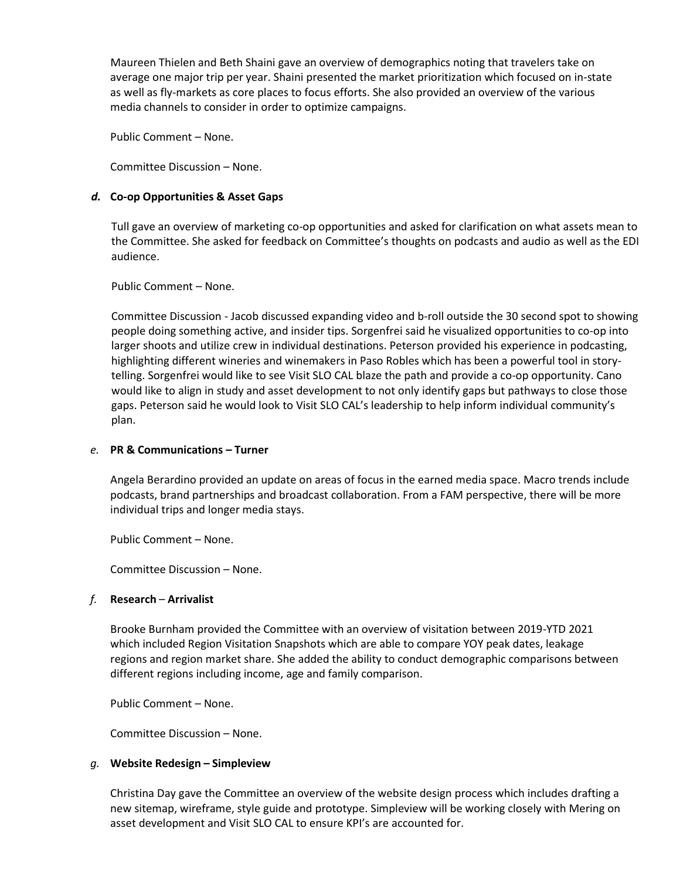Maureen Thielen and Beth Shaini gave an overview of demographics noting that travelers take on average one major trip per year. Shaini presented the market prioritization which focused on in-state as well as fly-markets as core places to focus efforts. She also provided an overview of the various media channels to consider in order to optimize campaigns.

Public Comment – None.

Committee Discussion – None.

***d.* Co-op Opportunities & Asset Gaps**

Tull gave an overview of marketing co-op opportunities and asked for clarification on what assets mean to the Committee. She asked for feedback on Committee's thoughts on podcasts and audio as well as the EDI audience.

Public Comment – None.

Committee Discussion - Jacob discussed expanding video and b-roll outside the 30 second spot to showing people doing something active, and insider tips. Sorgenfrei said he visualized opportunities to co-op into larger shoots and utilize crew in individual destinations. Peterson provided his experience in podcasting, highlighting different wineries and winemakers in Paso Robles which has been a powerful tool in story-telling. Sorgenfrei would like to see Visit SLO CAL blaze the path and provide a co-op opportunity. Cano would like to align in study and asset development to not only identify gaps but pathways to close those gaps. Peterson said he would look to Visit SLO CAL's leadership to help inform individual community's plan.

*e.* **PR & Communications – Turner**

Angela Berardino provided an update on areas of focus in the earned media space. Macro trends include podcasts, brand partnerships and broadcast collaboration. From a FAM perspective, there will be more individual trips and longer media stays.

Public Comment – None.

Committee Discussion – None.

*f.* **Research** – **Arrivalist**

Brooke Burnham provided the Committee with an overview of visitation between 2019-YTD 2021 which included Region Visitation Snapshots which are able to compare YOY peak dates, leakage regions and region market share. She added the ability to conduct demographic comparisons between different regions including income, age and family comparison.

Public Comment – None.

Committee Discussion – None.

*g.* **Website Redesign – Simpleview**

Christina Day gave the Committee an overview of the website design process which includes drafting a new sitemap, wireframe, style guide and prototype. Simpleview will be working closely with Mering on asset development and Visit SLO CAL to ensure KPI's are accounted for.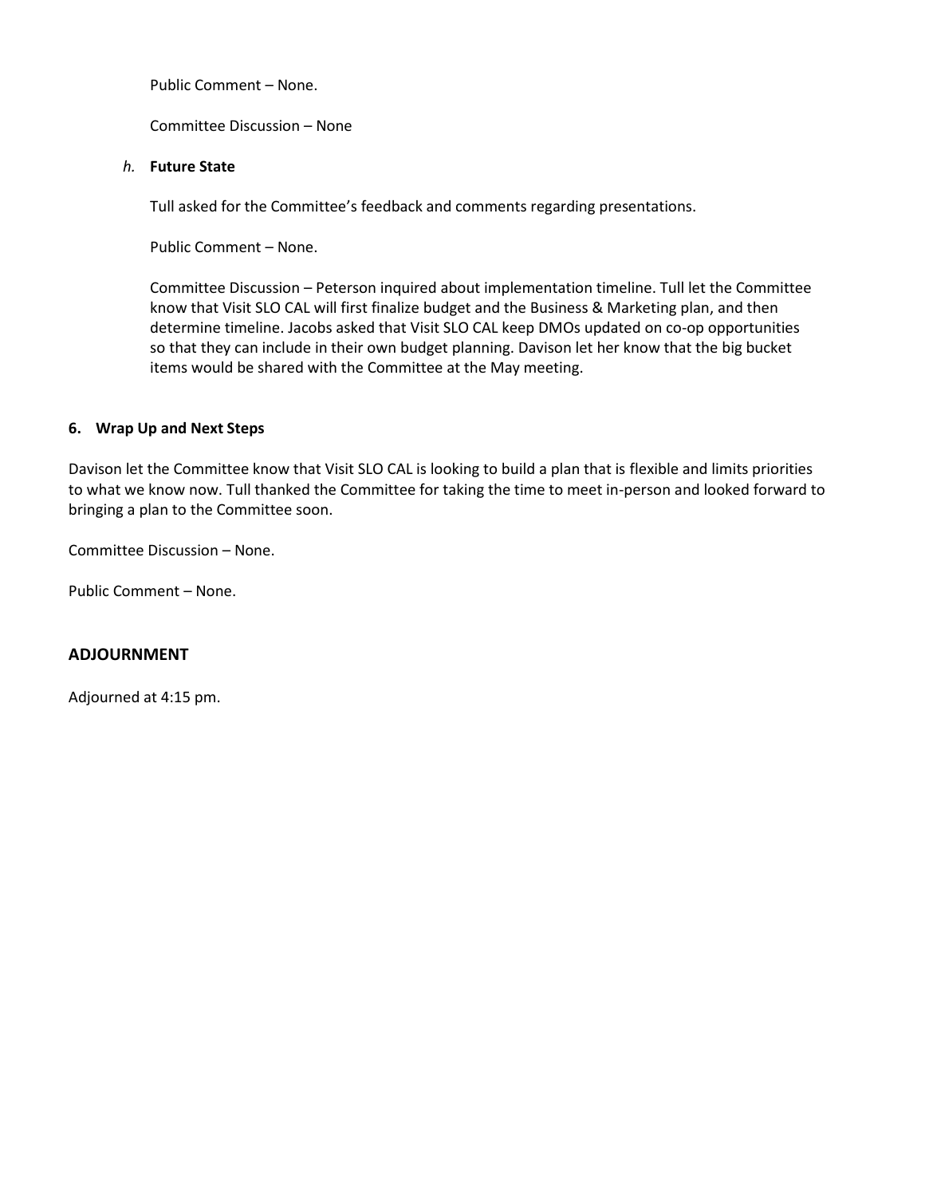Public Comment – None.

Committee Discussion – None

*h.* **Future State**

Tull asked for the Committee's feedback and comments regarding presentations.

Public Comment – None.

Committee Discussion – Peterson inquired about implementation timeline. Tull let the Committee know that Visit SLO CAL will first finalize budget and the Business & Marketing plan, and then determine timeline. Jacobs asked that Visit SLO CAL keep DMOs updated on co-op opportunities so that they can include in their own budget planning. Davison let her know that the big bucket items would be shared with the Committee at the May meeting.

**6. Wrap Up and Next Steps**

Davison let the Committee know that Visit SLO CAL is looking to build a plan that is flexible and limits priorities to what we know now. Tull thanked the Committee for taking the time to meet in-person and looked forward to bringing a plan to the Committee soon.

Committee Discussion – None.

Public Comment – None.

## ADJOURNMENT

Adjourned at 4:15 pm.